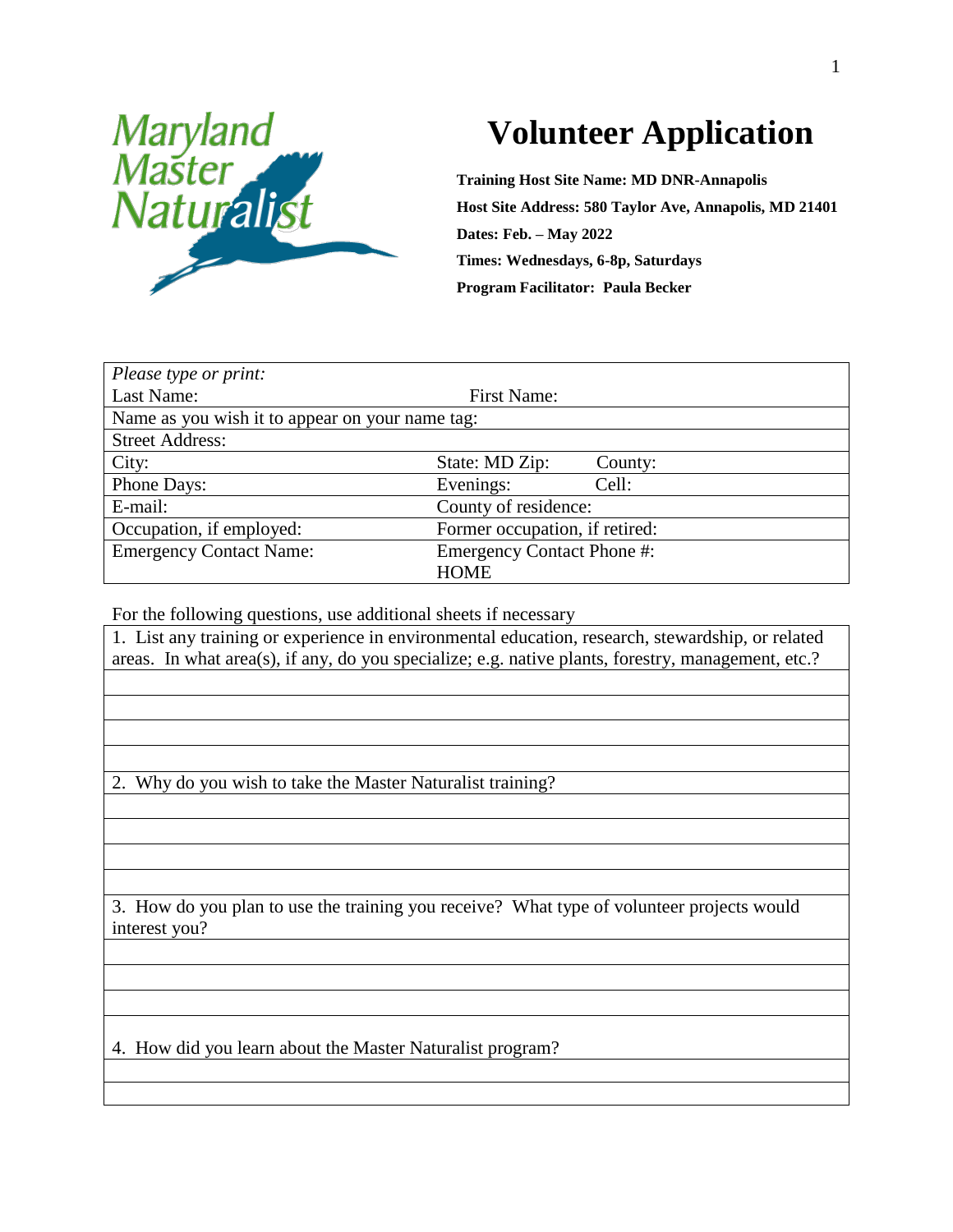Maryland Master Naturalist

# Volunteer Application

**Training Host Site Name: MD DNR-Annapolis**

**Host Site Address: 580 Taylor Ave, Annapolis, MD 21401**

**Dates: Feb. – May 2022**

**Times: Wednesdays, 6-8p, Saturdays**

**Program Facilitator: Paula Becker**

| *Please type or print:* | |
|---|---|
| Last Name: | First Name: |
| Name as you wish it to appear on your name tag: | |
| Street Address: | |
| City: | State: MD Zip: County: |
| Phone Days: | Evenings: Cell: |
| E-mail: | County of residence: |
| Occupation, if employed: | Former occupation, if retired: |
| Emergency Contact Name: | Emergency Contact Phone #: HOME |

For the following questions, use additional sheets if necessary

1. List any training or experience in environmental education, research, stewardship, or related areas. In what area(s), if any, do you specialize; e.g. native plants, forestry, management, etc.?

2. Why do you wish to take the Master Naturalist training?

3. How do you plan to use the training you receive? What type of volunteer projects would interest you?

4. How did you learn about the Master Naturalist program?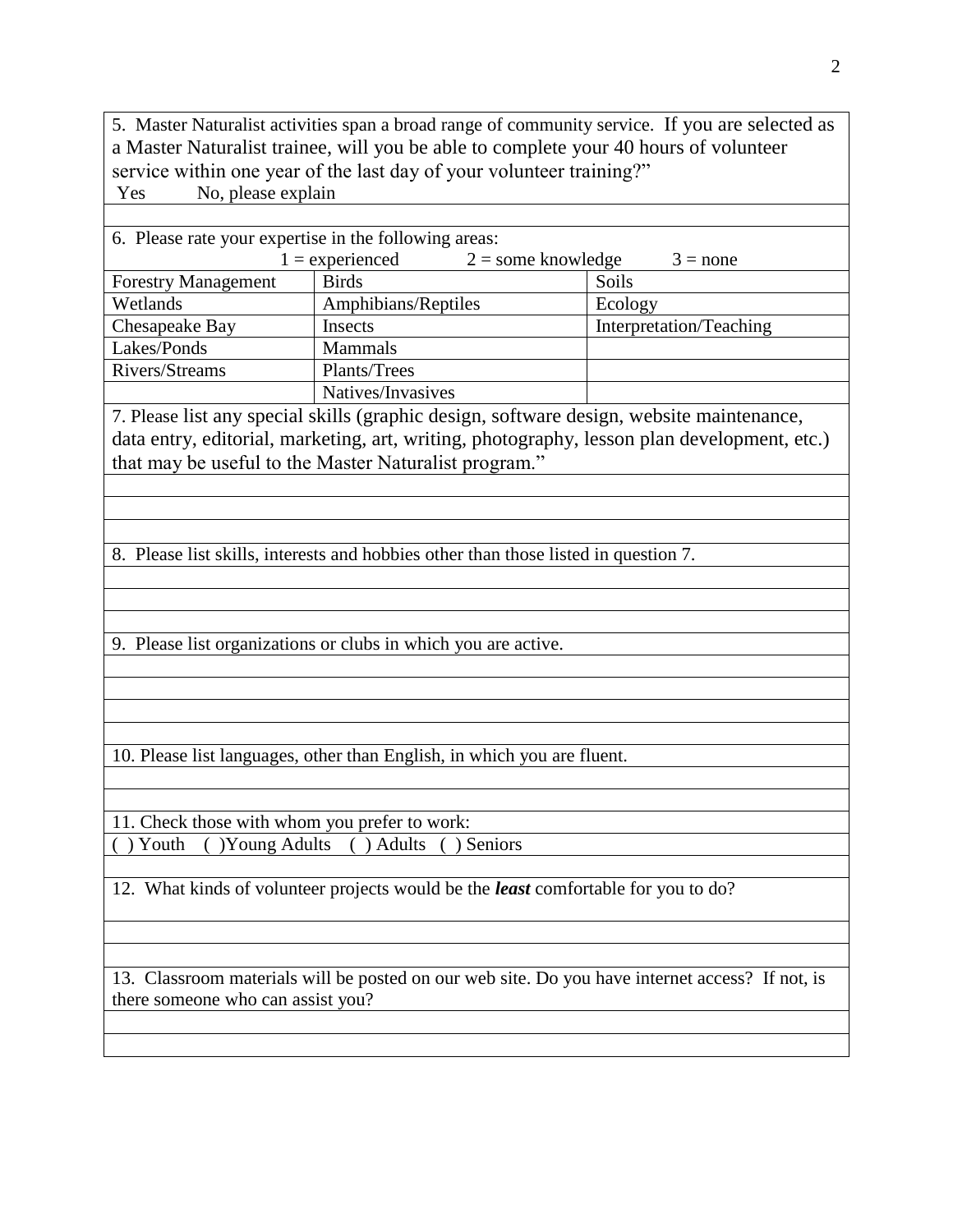5. Master Naturalist activities span a broad range of community service. If you are selected as a Master Naturalist trainee, will you be able to complete your 40 hours of volunteer service within one year of the last day of your volunteer training?"

Yes No, please explain

6. Please rate your expertise in the following areas:

1 = experienced 2 = some knowledge 3 = none

| | | |
|---|---|---|
| Forestry Management | Birds | Soils |
| Wetlands | Amphibians/Reptiles | Ecology |
| Chesapeake Bay | Insects | Interpretation/Teaching |
| Lakes/Ponds | Mammals | |
| Rivers/Streams | Plants/Trees | |
| | Natives/Invasives | |

7. Please list any special skills (graphic design, software design, website maintenance, data entry, editorial, marketing, art, writing, photography, lesson plan development, etc.) that may be useful to the Master Naturalist program."

8. Please list skills, interests and hobbies other than those listed in question 7.

9. Please list organizations or clubs in which you are active.

10. Please list languages, other than English, in which you are fluent.

11. Check those with whom you prefer to work:

( ) Youth ( )Young Adults ( ) Adults ( ) Seniors

12. What kinds of volunteer projects would be the ***least*** comfortable for you to do?

13. Classroom materials will be posted on our web site. Do you have internet access? If not, is there someone who can assist you?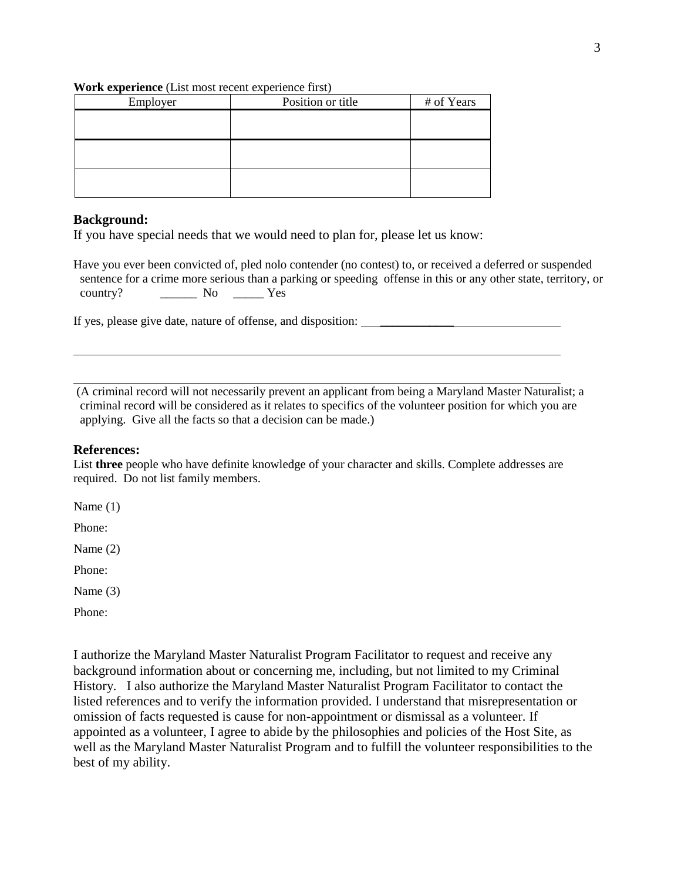**Work experience** (List most recent experience first)

| Employer | Position or title | # of Years |
|---|---|---|
| | | |
| | | |
| | | |

**Background:**

If you have special needs that we would need to plan for, please let us know:

Have you ever been convicted of, pled nolo contender (no contest) to, or received a deferred or suspended sentence for a crime more serious than a parking or speeding offense in this or any other state, territory, or country? ______ No _____ Yes

If yes, please give date, nature of offense, and disposition: ______________________________

______________________________________________________________________________

______________________________________________________________________________

(A criminal record will not necessarily prevent an applicant from being a Maryland Master Naturalist; a criminal record will be considered as it relates to specifics of the volunteer position for which you are applying. Give all the facts so that a decision can be made.)

**References:**

List **three** people who have definite knowledge of your character and skills. Complete addresses are required. Do not list family members.

Name (1)

Phone:

Name (2)

Phone:

Name (3)

Phone:

I authorize the Maryland Master Naturalist Program Facilitator to request and receive any background information about or concerning me, including, but not limited to my Criminal History. I also authorize the Maryland Master Naturalist Program Facilitator to contact the listed references and to verify the information provided. I understand that misrepresentation or omission of facts requested is cause for non-appointment or dismissal as a volunteer. If appointed as a volunteer, I agree to abide by the philosophies and policies of the Host Site, as well as the Maryland Master Naturalist Program and to fulfill the volunteer responsibilities to the best of my ability.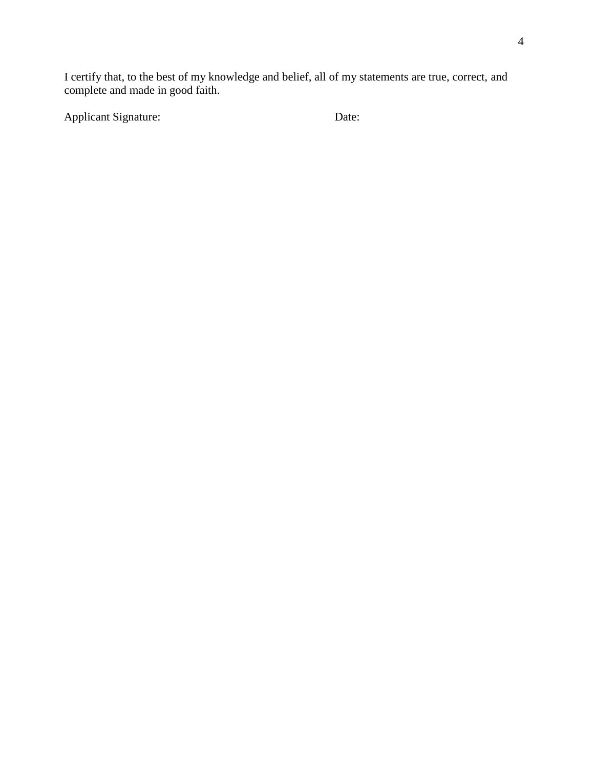I certify that, to the best of my knowledge and belief, all of my statements are true, correct, and complete and made in good faith.

Applicant Signature: Date: